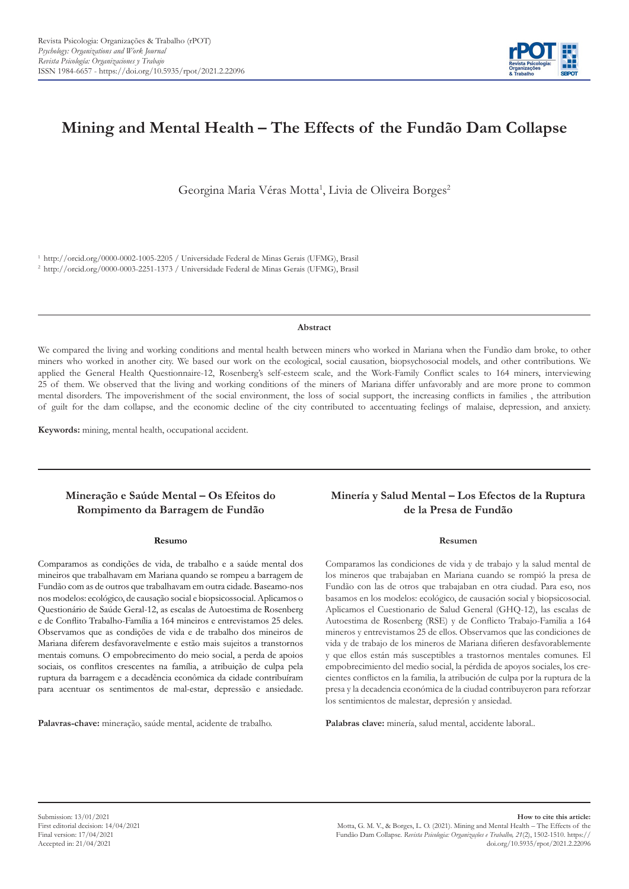Revista Psicologia: Organizações & Trabalho (rPOT)
*Psychology: Organizations and Work Journal*
*Revista Psicología: Organizaciones y Trabajo*
ISSN 1984-6657 - https://doi.org/10.5935/rpot/2021.2.22096

# Mining and Mental Health – The Effects of the Fundão Dam Collapse

Georgina Maria Véras Motta[1], Livia de Oliveira Borges[2]

[1] http://orcid.org/0000-0002-1005-2205 / Universidade Federal de Minas Gerais (UFMG), Brasil
[2] http://orcid.org/0000-0003-2251-1373 / Universidade Federal de Minas Gerais (UFMG), Brasil

#### Abstract

We compared the living and working conditions and mental health between miners who worked in Mariana when the Fundão dam broke, to other miners who worked in another city. We based our work on the ecological, social causation, biopsychosocial models, and other contributions. We applied the General Health Questionnaire-12, Rosenberg's self-esteem scale, and the Work-Family Conflict scales to 164 miners, interviewing 25 of them. We observed that the living and working conditions of the miners of Mariana differ unfavorably and are more prone to common mental disorders. The impoverishment of the social environment, the loss of social support, the increasing conflicts in families , the attribution of guilt for the dam collapse, and the economic decline of the city contributed to accentuating feelings of malaise, depression, and anxiety.

**Keywords:** mining, mental health, occupational accident.

## Mineração e Saúde Mental – Os Efeitos do Rompimento da Barragem de Fundão

#### Resumo

Comparamos as condições de vida, de trabalho e a saúde mental dos mineiros que trabalhavam em Mariana quando se rompeu a barragem de Fundão com as de outros que trabalhavam em outra cidade. Baseamo-nos nos modelos: ecológico, de causação social e biopsicossocial. Aplicamos o Questionário de Saúde Geral-12, as escalas de Autoestima de Rosenberg e de Conflito Trabalho-Família a 164 mineiros e entrevistamos 25 deles. Observamos que as condições de vida e de trabalho dos mineiros de Mariana diferem desfavoravelmente e estão mais sujeitos a transtornos mentais comuns. O empobrecimento do meio social, a perda de apoios sociais, os conflitos crescentes na família, a atribuição de culpa pela ruptura da barragem e a decadência econômica da cidade contribuíram para acentuar os sentimentos de mal-estar, depressão e ansiedade.

**Palavras-chave:** mineração, saúde mental, acidente de trabalho.

## Minería y Salud Mental – Los Efectos de la Ruptura de la Presa de Fundão

#### Resumen

Comparamos las condiciones de vida y de trabajo y la salud mental de los mineros que trabajaban en Mariana cuando se rompió la presa de Fundão con las de otros que trabajaban en otra ciudad. Para eso, nos basamos en los modelos: ecológico, de causación social y biopsicosocial. Aplicamos el Cuestionario de Salud General (GHQ-12), las escalas de Autoestima de Rosenberg (RSE) y de Conflicto Trabajo-Familia a 164 mineros y entrevistamos 25 de ellos. Observamos que las condiciones de vida y de trabajo de los mineros de Mariana difieren desfavorablemente y que ellos están más susceptibles a trastornos mentales comunes. El empobrecimiento del medio social, la pérdida de apoyos sociales, los crecientes conflictos en la familia, la atribución de culpa por la ruptura de la presa y la decadencia económica de la ciudad contribuyeron para reforzar los sentimientos de malestar, depresión y ansiedad.

**Palabras clave:** minería, salud mental, accidente laboral..

Submission: 13/01/2021
First editorial decision: 14/04/2021
Final version: 17/04/2021
Accepted in: 21/04/2021

**How to cite this article:**
Motta, G. M. V., & Borges, L. O. (2021). Mining and Mental Health – The Effects of the Fundão Dam Collapse. *Revista Psicologia: Organizações e Trabalho, 21*(2), 1502-1510. https://doi.org/10.5935/rpot/2021.2.22096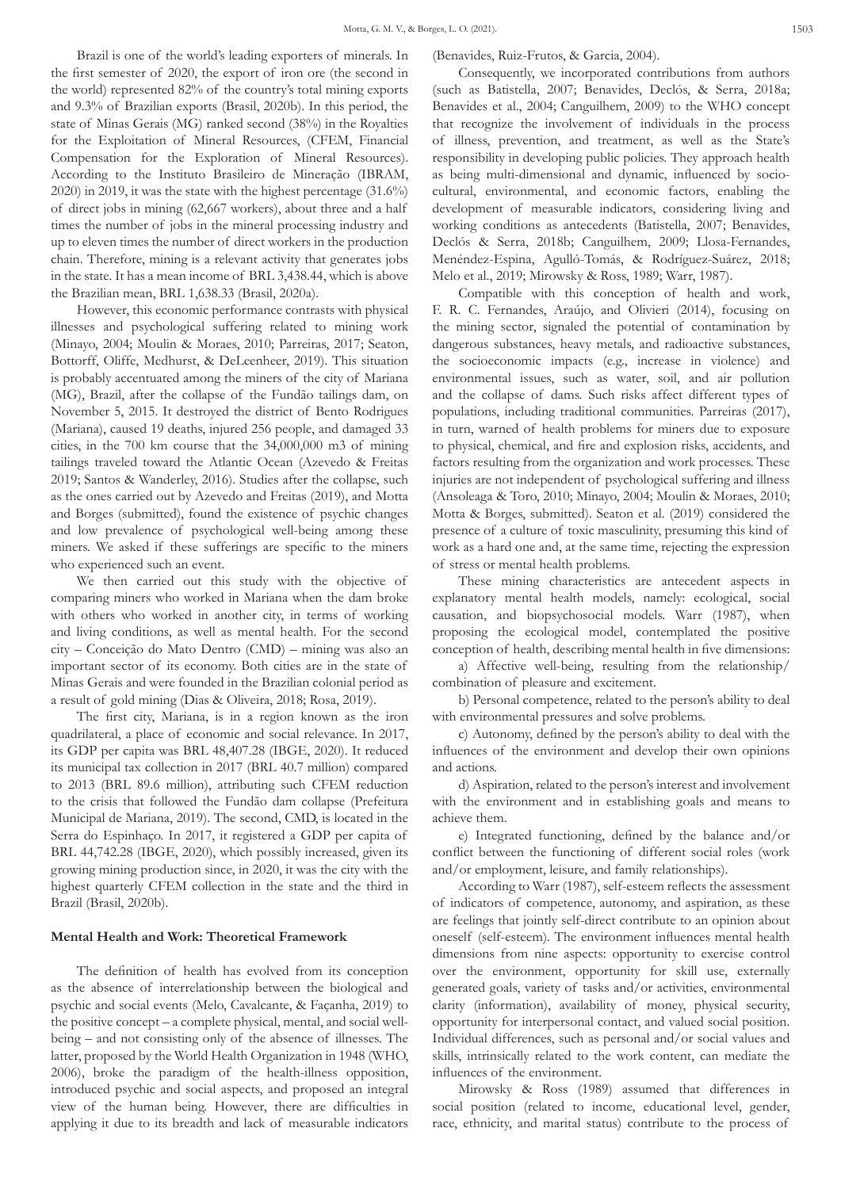Brazil is one of the world's leading exporters of minerals. In the first semester of 2020, the export of iron ore (the second in the world) represented 82% of the country's total mining exports and 9.3% of Brazilian exports (Brasil, 2020b). In this period, the state of Minas Gerais (MG) ranked second (38%) in the Royalties for the Exploitation of Mineral Resources, (CFEM, Financial Compensation for the Exploration of Mineral Resources). According to the Instituto Brasileiro de Mineração (IBRAM, 2020) in 2019, it was the state with the highest percentage (31.6%) of direct jobs in mining (62,667 workers), about three and a half times the number of jobs in the mineral processing industry and up to eleven times the number of direct workers in the production chain. Therefore, mining is a relevant activity that generates jobs in the state. It has a mean income of BRL 3,438.44, which is above the Brazilian mean, BRL 1,638.33 (Brasil, 2020a).

However, this economic performance contrasts with physical illnesses and psychological suffering related to mining work (Minayo, 2004; Moulin & Moraes, 2010; Parreiras, 2017; Seaton, Bottorff, Oliffe, Medhurst, & DeLeenheer, 2019). This situation is probably accentuated among the miners of the city of Mariana (MG), Brazil, after the collapse of the Fundão tailings dam, on November 5, 2015. It destroyed the district of Bento Rodrigues (Mariana), caused 19 deaths, injured 256 people, and damaged 33 cities, in the 700 km course that the 34,000,000 m3 of mining tailings traveled toward the Atlantic Ocean (Azevedo & Freitas 2019; Santos & Wanderley, 2016). Studies after the collapse, such as the ones carried out by Azevedo and Freitas (2019), and Motta and Borges (submitted), found the existence of psychic changes and low prevalence of psychological well-being among these miners. We asked if these sufferings are specific to the miners who experienced such an event.

We then carried out this study with the objective of comparing miners who worked in Mariana when the dam broke with others who worked in another city, in terms of working and living conditions, as well as mental health. For the second city – Conceição do Mato Dentro (CMD) – mining was also an important sector of its economy. Both cities are in the state of Minas Gerais and were founded in the Brazilian colonial period as a result of gold mining (Dias & Oliveira, 2018; Rosa, 2019).

The first city, Mariana, is in a region known as the iron quadrilateral, a place of economic and social relevance. In 2017, its GDP per capita was BRL 48,407.28 (IBGE, 2020). It reduced its municipal tax collection in 2017 (BRL 40.7 million) compared to 2013 (BRL 89.6 million), attributing such CFEM reduction to the crisis that followed the Fundão dam collapse (Prefeitura Municipal de Mariana, 2019). The second, CMD, is located in the Serra do Espinhaço. In 2017, it registered a GDP per capita of BRL 44,742.28 (IBGE, 2020), which possibly increased, given its growing mining production since, in 2020, it was the city with the highest quarterly CFEM collection in the state and the third in Brazil (Brasil, 2020b).

## Mental Health and Work: Theoretical Framework

The definition of health has evolved from its conception as the absence of interrelationship between the biological and psychic and social events (Melo, Cavalcante, & Façanha, 2019) to the positive concept – a complete physical, mental, and social well-being – and not consisting only of the absence of illnesses. The latter, proposed by the World Health Organization in 1948 (WHO, 2006), broke the paradigm of the health-illness opposition, introduced psychic and social aspects, and proposed an integral view of the human being. However, there are difficulties in applying it due to its breadth and lack of measurable indicators (Benavides, Ruiz-Frutos, & Garcia, 2004).

Consequently, we incorporated contributions from authors (such as Batistella, 2007; Benavides, Declós, & Serra, 2018a; Benavides et al., 2004; Canguilhem, 2009) to the WHO concept that recognize the involvement of individuals in the process of illness, prevention, and treatment, as well as the State's responsibility in developing public policies. They approach health as being multi-dimensional and dynamic, influenced by socio-cultural, environmental, and economic factors, enabling the development of measurable indicators, considering living and working conditions as antecedents (Batistella, 2007; Benavides, Declós & Serra, 2018b; Canguilhem, 2009; Llosa-Fernandes, Menéndez-Espina, Agulló-Tomás, & Rodríguez-Suárez, 2018; Melo et al., 2019; Mirowsky & Ross, 1989; Warr, 1987).

Compatible with this conception of health and work, F. R. C. Fernandes, Araújo, and Olivieri (2014), focusing on the mining sector, signaled the potential of contamination by dangerous substances, heavy metals, and radioactive substances, the socioeconomic impacts (e.g., increase in violence) and environmental issues, such as water, soil, and air pollution and the collapse of dams. Such risks affect different types of populations, including traditional communities. Parreiras (2017), in turn, warned of health problems for miners due to exposure to physical, chemical, and fire and explosion risks, accidents, and factors resulting from the organization and work processes. These injuries are not independent of psychological suffering and illness (Ansoleaga & Toro, 2010; Minayo, 2004; Moulin & Moraes, 2010; Motta & Borges, submitted). Seaton et al. (2019) considered the presence of a culture of toxic masculinity, presuming this kind of work as a hard one and, at the same time, rejecting the expression of stress or mental health problems.

These mining characteristics are antecedent aspects in explanatory mental health models, namely: ecological, social causation, and biopsychosocial models. Warr (1987), when proposing the ecological model, contemplated the positive conception of health, describing mental health in five dimensions:

a) Affective well-being, resulting from the relationship/combination of pleasure and excitement.

b) Personal competence, related to the person's ability to deal with environmental pressures and solve problems.

c) Autonomy, defined by the person's ability to deal with the influences of the environment and develop their own opinions and actions.

d) Aspiration, related to the person's interest and involvement with the environment and in establishing goals and means to achieve them.

e) Integrated functioning, defined by the balance and/or conflict between the functioning of different social roles (work and/or employment, leisure, and family relationships).

According to Warr (1987), self-esteem reflects the assessment of indicators of competence, autonomy, and aspiration, as these are feelings that jointly self-direct contribute to an opinion about oneself (self-esteem). The environment influences mental health dimensions from nine aspects: opportunity to exercise control over the environment, opportunity for skill use, externally generated goals, variety of tasks and/or activities, environmental clarity (information), availability of money, physical security, opportunity for interpersonal contact, and valued social position. Individual differences, such as personal and/or social values and skills, intrinsically related to the work content, can mediate the influences of the environment.

Mirowsky & Ross (1989) assumed that differences in social position (related to income, educational level, gender, race, ethnicity, and marital status) contribute to the process of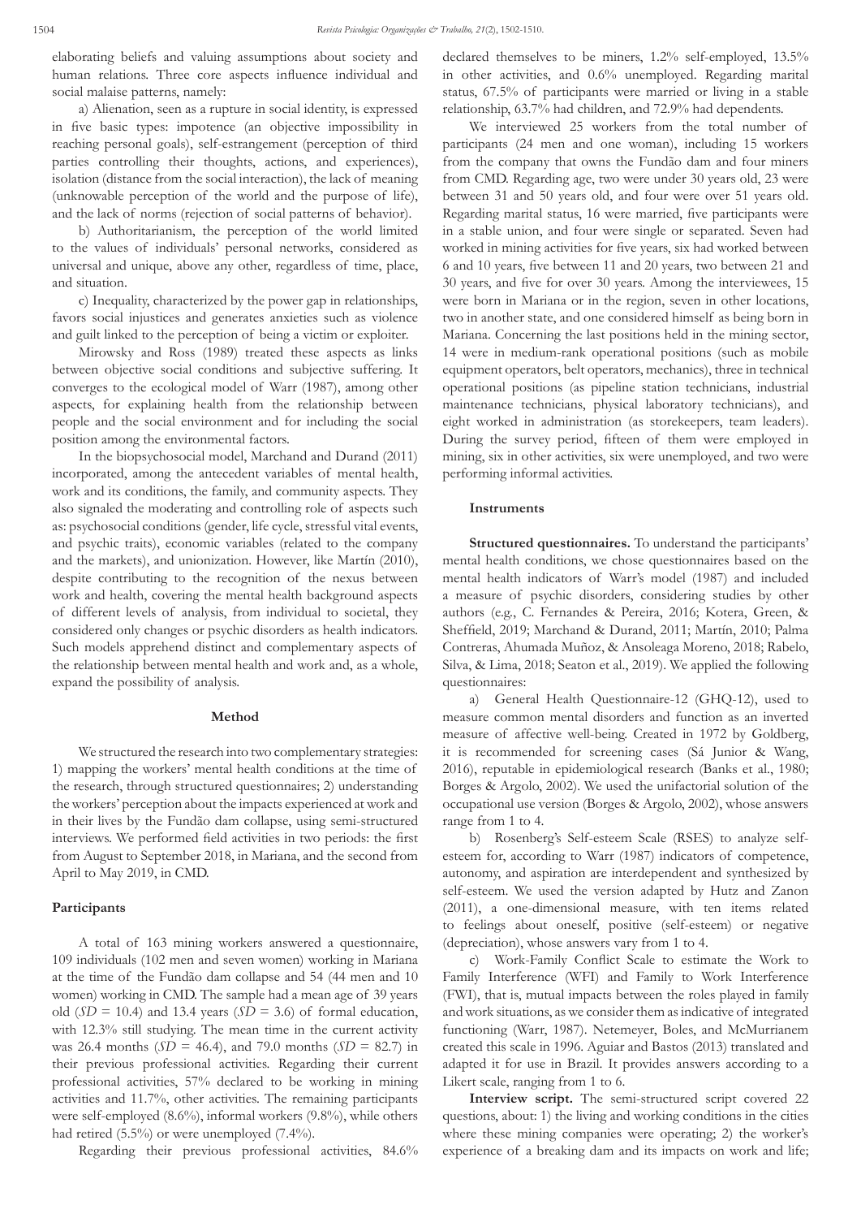elaborating beliefs and valuing assumptions about society and human relations. Three core aspects influence individual and social malaise patterns, namely:

a) Alienation, seen as a rupture in social identity, is expressed in five basic types: impotence (an objective impossibility in reaching personal goals), self-estrangement (perception of third parties controlling their thoughts, actions, and experiences), isolation (distance from the social interaction), the lack of meaning (unknowable perception of the world and the purpose of life), and the lack of norms (rejection of social patterns of behavior).

b) Authoritarianism, the perception of the world limited to the values of individuals' personal networks, considered as universal and unique, above any other, regardless of time, place, and situation.

c) Inequality, characterized by the power gap in relationships, favors social injustices and generates anxieties such as violence and guilt linked to the perception of being a victim or exploiter.

Mirowsky and Ross (1989) treated these aspects as links between objective social conditions and subjective suffering. It converges to the ecological model of Warr (1987), among other aspects, for explaining health from the relationship between people and the social environment and for including the social position among the environmental factors.

In the biopsychosocial model, Marchand and Durand (2011) incorporated, among the antecedent variables of mental health, work and its conditions, the family, and community aspects. They also signaled the moderating and controlling role of aspects such as: psychosocial conditions (gender, life cycle, stressful vital events, and psychic traits), economic variables (related to the company and the markets), and unionization. However, like Martín (2010), despite contributing to the recognition of the nexus between work and health, covering the mental health background aspects of different levels of analysis, from individual to societal, they considered only changes or psychic disorders as health indicators. Such models apprehend distinct and complementary aspects of the relationship between mental health and work and, as a whole, expand the possibility of analysis.

## Method

We structured the research into two complementary strategies: 1) mapping the workers' mental health conditions at the time of the research, through structured questionnaires; 2) understanding the workers' perception about the impacts experienced at work and in their lives by the Fundão dam collapse, using semi-structured interviews. We performed field activities in two periods: the first from August to September 2018, in Mariana, and the second from April to May 2019, in CMD.

### Participants

A total of 163 mining workers answered a questionnaire, 109 individuals (102 men and seven women) working in Mariana at the time of the Fundão dam collapse and 54 (44 men and 10 women) working in CMD. The sample had a mean age of 39 years old (*SD* = 10.4) and 13.4 years (*SD* = 3.6) of formal education, with 12.3% still studying. The mean time in the current activity was 26.4 months (*SD* = 46.4), and 79.0 months (*SD* = 82.7) in their previous professional activities. Regarding their current professional activities, 57% declared to be working in mining activities and 11.7%, other activities. The remaining participants were self-employed (8.6%), informal workers (9.8%), while others had retired (5.5%) or were unemployed (7.4%).

Regarding their previous professional activities, 84.6% declared themselves to be miners, 1.2% self-employed, 13.5% in other activities, and 0.6% unemployed. Regarding marital status, 67.5% of participants were married or living in a stable relationship, 63.7% had children, and 72.9% had dependents.

We interviewed 25 workers from the total number of participants (24 men and one woman), including 15 workers from the company that owns the Fundão dam and four miners from CMD. Regarding age, two were under 30 years old, 23 were between 31 and 50 years old, and four were over 51 years old. Regarding marital status, 16 were married, five participants were in a stable union, and four were single or separated. Seven had worked in mining activities for five years, six had worked between 6 and 10 years, five between 11 and 20 years, two between 21 and 30 years, and five for over 30 years. Among the interviewees, 15 were born in Mariana or in the region, seven in other locations, two in another state, and one considered himself as being born in Mariana. Concerning the last positions held in the mining sector, 14 were in medium-rank operational positions (such as mobile equipment operators, belt operators, mechanics), three in technical operational positions (as pipeline station technicians, industrial maintenance technicians, physical laboratory technicians), and eight worked in administration (as storekeepers, team leaders). During the survey period, fifteen of them were employed in mining, six in other activities, six were unemployed, and two were performing informal activities.

### Instruments

**Structured questionnaires.** To understand the participants' mental health conditions, we chose questionnaires based on the mental health indicators of Warr's model (1987) and included a measure of psychic disorders, considering studies by other authors (e.g., C. Fernandes & Pereira, 2016; Kotera, Green, & Sheffield, 2019; Marchand & Durand, 2011; Martín, 2010; Palma Contreras, Ahumada Muñoz, & Ansoleaga Moreno, 2018; Rabelo, Silva, & Lima, 2018; Seaton et al., 2019). We applied the following questionnaires:

a) General Health Questionnaire-12 (GHQ-12), used to measure common mental disorders and function as an inverted measure of affective well-being. Created in 1972 by Goldberg, it is recommended for screening cases (Sá Junior & Wang, 2016), reputable in epidemiological research (Banks et al., 1980; Borges & Argolo, 2002). We used the unifactorial solution of the occupational use version (Borges & Argolo, 2002), whose answers range from 1 to 4.

b) Rosenberg's Self-esteem Scale (RSES) to analyze self-esteem for, according to Warr (1987) indicators of competence, autonomy, and aspiration are interdependent and synthesized by self-esteem. We used the version adapted by Hutz and Zanon (2011), a one-dimensional measure, with ten items related to feelings about oneself, positive (self-esteem) or negative (depreciation), whose answers vary from 1 to 4.

c) Work-Family Conflict Scale to estimate the Work to Family Interference (WFI) and Family to Work Interference (FWI), that is, mutual impacts between the roles played in family and work situations, as we consider them as indicative of integrated functioning (Warr, 1987). Netemeyer, Boles, and McMurrianem created this scale in 1996. Aguiar and Bastos (2013) translated and adapted it for use in Brazil. It provides answers according to a Likert scale, ranging from 1 to 6.

**Interview script.** The semi-structured script covered 22 questions, about: 1) the living and working conditions in the cities where these mining companies were operating; 2) the worker's experience of a breaking dam and its impacts on work and life;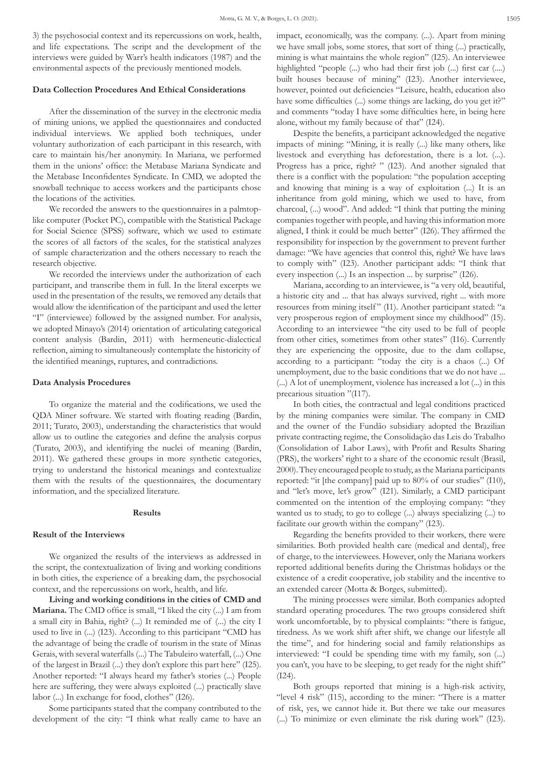3) the psychosocial context and its repercussions on work, health, and life expectations. The script and the development of the interviews were guided by Warr's health indicators (1987) and the environmental aspects of the previously mentioned models.

### Data Collection Procedures And Ethical Considerations

After the dissemination of the survey in the electronic media of mining unions, we applied the questionnaires and conducted individual interviews. We applied both techniques, under voluntary authorization of each participant in this research, with care to maintain his/her anonymity. In Mariana, we performed them in the unions' office: the Metabase Mariana Syndicate and the Metabase Inconfidentes Syndicate. In CMD, we adopted the snowball technique to access workers and the participants chose the locations of the activities.

We recorded the answers to the questionnaires in a palmtop-like computer (Pocket PC), compatible with the Statistical Package for Social Science (SPSS) software, which we used to estimate the scores of all factors of the scales, for the statistical analyzes of sample characterization and the others necessary to reach the research objective.

We recorded the interviews under the authorization of each participant, and transcribe them in full. In the literal excerpts we used in the presentation of the results, we removed any details that would allow the identification of the participant and used the letter "I" (interviewee) followed by the assigned number. For analysis, we adopted Minayo's (2014) orientation of articulating categorical content analysis (Bardin, 2011) with hermeneutic-dialectical reflection, aiming to simultaneously contemplate the historicity of the identified meanings, ruptures, and contradictions.

### Data Analysis Procedures

To organize the material and the codifications, we used the QDA Miner software. We started with floating reading (Bardin, 2011; Turato, 2003), understanding the characteristics that would allow us to outline the categories and define the analysis corpus (Turato, 2003), and identifying the nuclei of meaning (Bardin, 2011). We gathered these groups in more synthetic categories, trying to understand the historical meanings and contextualize them with the results of the questionnaires, the documentary information, and the specialized literature.

## Results

### Result of the Interviews

We organized the results of the interviews as addressed in the script, the contextualization of living and working conditions in both cities, the experience of a breaking dam, the psychosocial context, and the repercussions on work, health, and life.

**Living and working conditions in the cities of CMD and Mariana.** The CMD office is small, "I liked the city (...) I am from a small city in Bahia, right? (...) It reminded me of (...) the city I used to live in (...) (I23). According to this participant "CMD has the advantage of being the cradle of tourism in the state of Minas Gerais, with several waterfalls (...) The Tabuleiro waterfall, (...) One of the largest in Brazil (...) they don't explore this part here" (I25). Another reported: "I always heard my father's stories (...) People here are suffering, they were always exploited (...) practically slave labor (...) In exchange for food, clothes" (I26).

Some participants stated that the company contributed to the development of the city: "I think what really came to have an impact, economically, was the company. (...). Apart from mining we have small jobs, some stores, that sort of thing (...) practically, mining is what maintains the whole region" (I25). An interviewee highlighted "people (...) who had their first job (...) first car (....) built houses because of mining" (I23). Another interviewee, however, pointed out deficiencies "Leisure, health, education also have some difficulties (...) some things are lacking, do you get it?" and comments "today I have some difficulties here, in being here alone, without my family because of that" (I24).

Despite the benefits, a participant acknowledged the negative impacts of mining: "Mining, it is really (...) like many others, like livestock and everything has deforestation, there is a lot. (...). Progress has a price, right? " (I23). And another signaled that there is a conflict with the population: "the population accepting and knowing that mining is a way of exploitation (...) It is an inheritance from gold mining, which we used to have, from charcoal, (...) wood". And added: "I think that putting the mining companies together with people, and having this information more aligned, I think it could be much better" (I26). They affirmed the responsibility for inspection by the government to prevent further damage: "We have agencies that control this, right? We have laws to comply with" (I23). Another participant adds: "I think that every inspection (...) Is an inspection ... by surprise" (I26).

Mariana, according to an interviewee, is "a very old, beautiful, a historic city and ... that has always survived, right ... with more resources from mining itself" (I1). Another participant stated: "a very prosperous region of employment since my childhood" (I5). According to an interviewee "the city used to be full of people from other cities, sometimes from other states" (I16). Currently they are experiencing the opposite, due to the dam collapse, according to a participant: "today the city is a chaos (...) Of unemployment, due to the basic conditions that we do not have ... (...) A lot of unemployment, violence has increased a lot (...) in this precarious situation "(I17).

In both cities, the contractual and legal conditions practiced by the mining companies were similar. The company in CMD and the owner of the Fundão subsidiary adopted the Brazilian private contracting regime, the Consolidação das Leis do Trabalho (Consolidation of Labor Laws), with Profit and Results Sharing (PRS), the workers' right to a share of the economic result (Brasil, 2000). They encouraged people to study, as the Mariana participants reported: "it [the company] paid up to 80% of our studies" (I10), and "let's move, let's grow" (I21). Similarly, a CMD participant commented on the intention of the employing company: "they wanted us to study, to go to college (...) always specializing (...) to facilitate our growth within the company" (I23).

Regarding the benefits provided to their workers, there were similarities. Both provided health care (medical and dental), free of charge, to the interviewees. However, only the Mariana workers reported additional benefits during the Christmas holidays or the existence of a credit cooperative, job stability and the incentive to an extended career (Motta & Borges, submitted).

The mining processes were similar. Both companies adopted standard operating procedures. The two groups considered shift work uncomfortable, by to physical complaints: "there is fatigue, tiredness. As we work shift after shift, we change our lifestyle all the time", and for hindering social and family relationships as interviewed: "I could be spending time with my family, son (...) you can't, you have to be sleeping, to get ready for the night shift" (I24).

Both groups reported that mining is a high-risk activity, "level 4 risk" (I15), according to the miner: "There is a matter of risk, yes, we cannot hide it. But there we take our measures (...) To minimize or even eliminate the risk during work" (I23).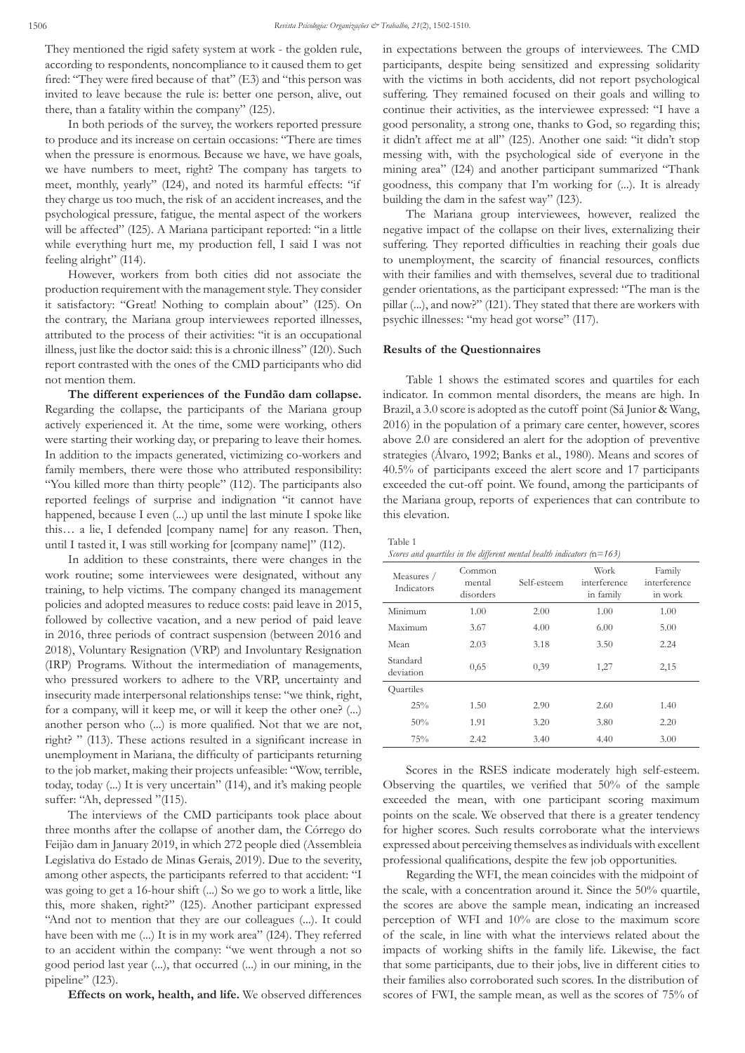They mentioned the rigid safety system at work - the golden rule, according to respondents, noncompliance to it caused them to get fired: "They were fired because of that" (E3) and "this person was invited to leave because the rule is: better one person, alive, out there, than a fatality within the company" (I25).

In both periods of the survey, the workers reported pressure to produce and its increase on certain occasions: "There are times when the pressure is enormous. Because we have, we have goals, we have numbers to meet, right? The company has targets to meet, monthly, yearly" (I24), and noted its harmful effects: "if they charge us too much, the risk of an accident increases, and the psychological pressure, fatigue, the mental aspect of the workers will be affected" (I25). A Mariana participant reported: "in a little while everything hurt me, my production fell, I said I was not feeling alright" (I14).

However, workers from both cities did not associate the production requirement with the management style. They consider it satisfactory: "Great! Nothing to complain about" (I25). On the contrary, the Mariana group interviewees reported illnesses, attributed to the process of their activities: "it is an occupational illness, just like the doctor said: this is a chronic illness" (I20). Such report contrasted with the ones of the CMD participants who did not mention them.

**The different experiences of the Fundão dam collapse.** Regarding the collapse, the participants of the Mariana group actively experienced it. At the time, some were working, others were starting their working day, or preparing to leave their homes. In addition to the impacts generated, victimizing co-workers and family members, there were those who attributed responsibility: "You killed more than thirty people" (I12). The participants also reported feelings of surprise and indignation "it cannot have happened, because I even (...) up until the last minute I spoke like this… a lie, I defended [company name] for any reason. Then, until I tasted it, I was still working for [company name]" (I12).

In addition to these constraints, there were changes in the work routine; some interviewees were designated, without any training, to help victims. The company changed its management policies and adopted measures to reduce costs: paid leave in 2015, followed by collective vacation, and a new period of paid leave in 2016, three periods of contract suspension (between 2016 and 2018), Voluntary Resignation (VRP) and Involuntary Resignation (IRP) Programs. Without the intermediation of managements, who pressured workers to adhere to the VRP, uncertainty and insecurity made interpersonal relationships tense: "we think, right, for a company, will it keep me, or will it keep the other one? (...) another person who (...) is more qualified. Not that we are not, right? " (I13). These actions resulted in a significant increase in unemployment in Mariana, the difficulty of participants returning to the job market, making their projects unfeasible: "Wow, terrible, today, today (...) It is very uncertain" (I14), and it's making people suffer: "Ah, depressed "(I15).

The interviews of the CMD participants took place about three months after the collapse of another dam, the Córrego do Feijão dam in January 2019, in which 272 people died (Assembleia Legislativa do Estado de Minas Gerais, 2019). Due to the severity, among other aspects, the participants referred to that accident: "I was going to get a 16-hour shift (...) So we go to work a little, like this, more shaken, right?" (I25). Another participant expressed "And not to mention that they are our colleagues (...). It could have been with me (...) It is in my work area" (I24). They referred to an accident within the company: "we went through a not so good period last year (...), that occurred (...) in our mining, in the pipeline" (I23).

**Effects on work, health, and life.** We observed differences in expectations between the groups of interviewees. The CMD participants, despite being sensitized and expressing solidarity with the victims in both accidents, did not report psychological suffering. They remained focused on their goals and willing to continue their activities, as the interviewee expressed: "I have a good personality, a strong one, thanks to God, so regarding this; it didn't affect me at all" (I25). Another one said: "it didn't stop messing with, with the psychological side of everyone in the mining area" (I24) and another participant summarized "Thank goodness, this company that I'm working for (...). It is already building the dam in the safest way" (I23).

The Mariana group interviewees, however, realized the negative impact of the collapse on their lives, externalizing their suffering. They reported difficulties in reaching their goals due to unemployment, the scarcity of financial resources, conflicts with their families and with themselves, several due to traditional gender orientations, as the participant expressed: "The man is the pillar (...), and now?" (I21). They stated that there are workers with psychic illnesses: "my head got worse" (I17).

### Results of the Questionnaires

Table 1 shows the estimated scores and quartiles for each indicator. In common mental disorders, the means are high. In Brazil, a 3.0 score is adopted as the cutoff point (Sá Junior & Wang, 2016) in the population of a primary care center, however, scores above 2.0 are considered an alert for the adoption of preventive strategies (Álvaro, 1992; Banks et al., 1980). Means and scores of 40.5% of participants exceed the alert score and 17 participants exceeded the cut-off point. We found, among the participants of the Mariana group, reports of experiences that can contribute to this elevation.

Table 1
*Scores and quartiles in the different mental health indicators (n=163)*

| Measures / Indicators | Common mental disorders | Self-esteem | Work interference in family | Family interference in work |
|---|---|---|---|---|
| Minimum | 1.00 | 2.00 | 1.00 | 1.00 |
| Maximum | 3.67 | 4.00 | 6.00 | 5.00 |
| Mean | 2.03 | 3.18 | 3.50 | 2.24 |
| Standard deviation | 0,65 | 0,39 | 1,27 | 2,15 |
| Quartiles | | | | |
| 25% | 1.50 | 2.90 | 2.60 | 1.40 |
| 50% | 1.91 | 3.20 | 3.80 | 2.20 |
| 75% | 2.42 | 3.40 | 4.40 | 3.00 |

Scores in the RSES indicate moderately high self-esteem. Observing the quartiles, we verified that 50% of the sample exceeded the mean, with one participant scoring maximum points on the scale. We observed that there is a greater tendency for higher scores. Such results corroborate what the interviews expressed about perceiving themselves as individuals with excellent professional qualifications, despite the few job opportunities.

Regarding the WFI, the mean coincides with the midpoint of the scale, with a concentration around it. Since the 50% quartile, the scores are above the sample mean, indicating an increased perception of WFI and 10% are close to the maximum score of the scale, in line with what the interviews related about the impacts of working shifts in the family life. Likewise, the fact that some participants, due to their jobs, live in different cities to their families also corroborated such scores. In the distribution of scores of FWI, the sample mean, as well as the scores of 75% of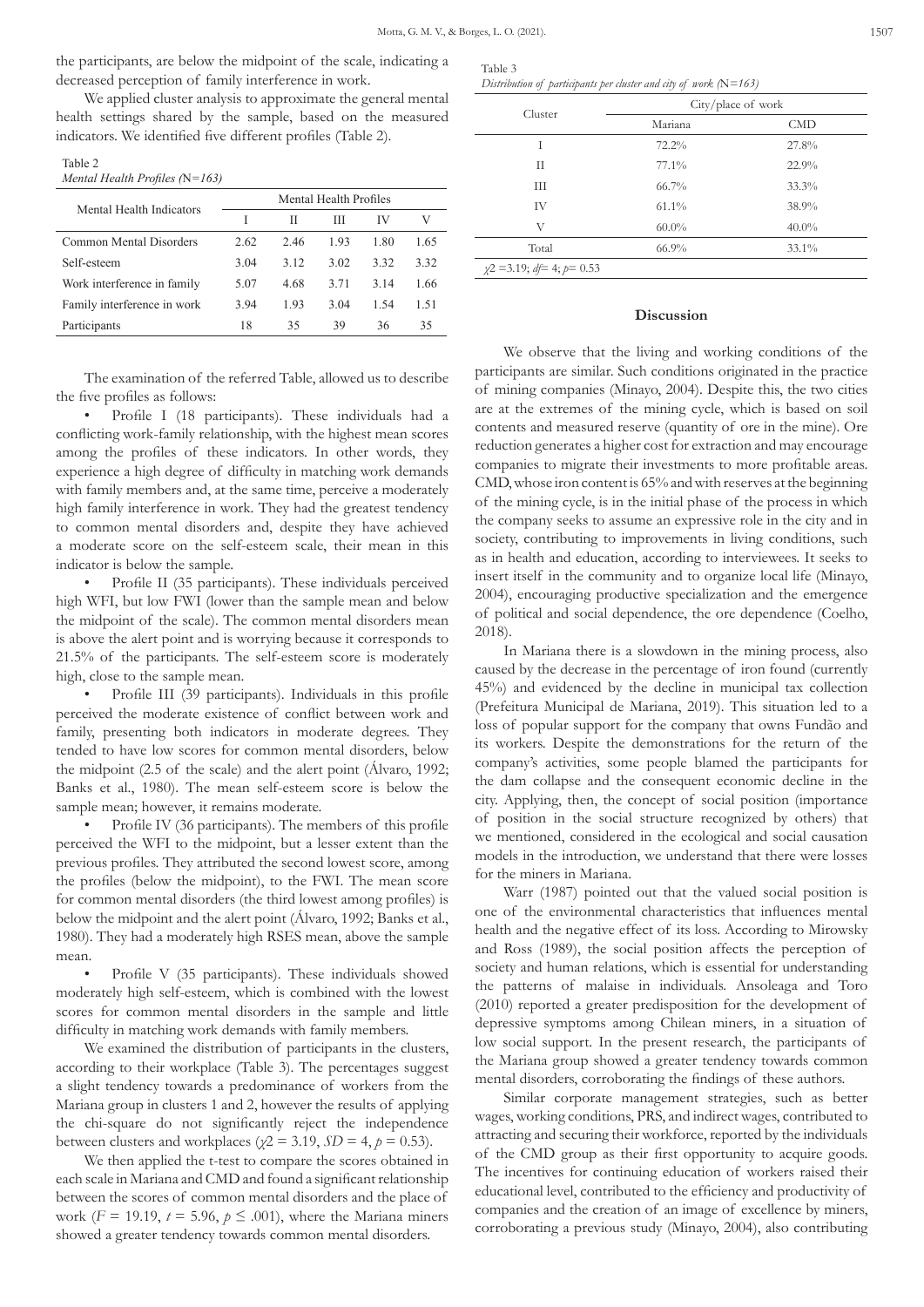the participants, are below the midpoint of the scale, indicating a decreased perception of family interference in work.

We applied cluster analysis to approximate the general mental health settings shared by the sample, based on the measured indicators. We identified five different profiles (Table 2).

Table 2
*Mental Health Profiles (*N*=163)*

| Mental Health Indicators | Mental Health Profiles | | | | |
|---|---|---|---|---|---|
| | I | II | III | IV | V |
| Common Mental Disorders | 2.62 | 2.46 | 1.93 | 1.80 | 1.65 |
| Self-esteem | 3.04 | 3.12 | 3.02 | 3.32 | 3.32 |
| Work interference in family | 5.07 | 4.68 | 3.71 | 3.14 | 1.66 |
| Family interference in work | 3.94 | 1.93 | 3.04 | 1.54 | 1.51 |
| Participants | 18 | 35 | 39 | 36 | 35 |

The examination of the referred Table, allowed us to describe the five profiles as follows:

- Profile I (18 participants). These individuals had a conflicting work-family relationship, with the highest mean scores among the profiles of these indicators. In other words, they experience a high degree of difficulty in matching work demands with family members and, at the same time, perceive a moderately high family interference in work. They had the greatest tendency to common mental disorders and, despite they have achieved a moderate score on the self-esteem scale, their mean in this indicator is below the sample.
- Profile II (35 participants). These individuals perceived high WFI, but low FWI (lower than the sample mean and below the midpoint of the scale). The common mental disorders mean is above the alert point and is worrying because it corresponds to 21.5% of the participants. The self-esteem score is moderately high, close to the sample mean.
- Profile III (39 participants). Individuals in this profile perceived the moderate existence of conflict between work and family, presenting both indicators in moderate degrees. They tended to have low scores for common mental disorders, below the midpoint (2.5 of the scale) and the alert point (Álvaro, 1992; Banks et al., 1980). The mean self-esteem score is below the sample mean; however, it remains moderate.
- Profile IV (36 participants). The members of this profile perceived the WFI to the midpoint, but a lesser extent than the previous profiles. They attributed the second lowest score, among the profiles (below the midpoint), to the FWI. The mean score for common mental disorders (the third lowest among profiles) is below the midpoint and the alert point (Álvaro, 1992; Banks et al., 1980). They had a moderately high RSES mean, above the sample mean.
- Profile V (35 participants). These individuals showed moderately high self-esteem, which is combined with the lowest scores for common mental disorders in the sample and little difficulty in matching work demands with family members.

We examined the distribution of participants in the clusters, according to their workplace (Table 3). The percentages suggest a slight tendency towards a predominance of workers from the Mariana group in clusters 1 and 2, however the results of applying the chi-square do not significantly reject the independence between clusters and workplaces ($\chi2 = 3.19$, $SD = 4$, $p = 0.53$).

We then applied the t-test to compare the scores obtained in each scale in Mariana and CMD and found a significant relationship between the scores of common mental disorders and the place of work ($F = 19.19$, $t = 5.96$, $p \leq .001$), where the Mariana miners showed a greater tendency towards common mental disorders.

Table 3
*Distribution of participants per cluster and city of work (*N*=163)*

| Cluster | City/place of work | |
|---|---|---|
| | Mariana | CMD |
| I | 72.2% | 27.8% |
| II | 77.1% | 22.9% |
| III | 66.7% | 33.3% |
| IV | 61.1% | 38.9% |
| V | 60.0% | 40.0% |
| Total | 66.9% | 33.1% |

$\chi2 = 3.19$; $df = 4$; $p = 0.53$

## Discussion

We observe that the living and working conditions of the participants are similar. Such conditions originated in the practice of mining companies (Minayo, 2004). Despite this, the two cities are at the extremes of the mining cycle, which is based on soil contents and measured reserve (quantity of ore in the mine). Ore reduction generates a higher cost for extraction and may encourage companies to migrate their investments to more profitable areas. CMD, whose iron content is 65% and with reserves at the beginning of the mining cycle, is in the initial phase of the process in which the company seeks to assume an expressive role in the city and in society, contributing to improvements in living conditions, such as in health and education, according to interviewees. It seeks to insert itself in the community and to organize local life (Minayo, 2004), encouraging productive specialization and the emergence of political and social dependence, the ore dependence (Coelho, 2018).

In Mariana there is a slowdown in the mining process, also caused by the decrease in the percentage of iron found (currently 45%) and evidenced by the decline in municipal tax collection (Prefeitura Municipal de Mariana, 2019). This situation led to a loss of popular support for the company that owns Fundão and its workers. Despite the demonstrations for the return of the company's activities, some people blamed the participants for the dam collapse and the consequent economic decline in the city. Applying, then, the concept of social position (importance of position in the social structure recognized by others) that we mentioned, considered in the ecological and social causation models in the introduction, we understand that there were losses for the miners in Mariana.

Warr (1987) pointed out that the valued social position is one of the environmental characteristics that influences mental health and the negative effect of its loss. According to Mirowsky and Ross (1989), the social position affects the perception of society and human relations, which is essential for understanding the patterns of malaise in individuals. Ansoleaga and Toro (2010) reported a greater predisposition for the development of depressive symptoms among Chilean miners, in a situation of low social support. In the present research, the participants of the Mariana group showed a greater tendency towards common mental disorders, corroborating the findings of these authors.

Similar corporate management strategies, such as better wages, working conditions, PRS, and indirect wages, contributed to attracting and securing their workforce, reported by the individuals of the CMD group as their first opportunity to acquire goods. The incentives for continuing education of workers raised their educational level, contributed to the efficiency and productivity of companies and the creation of an image of excellence by miners, corroborating a previous study (Minayo, 2004), also contributing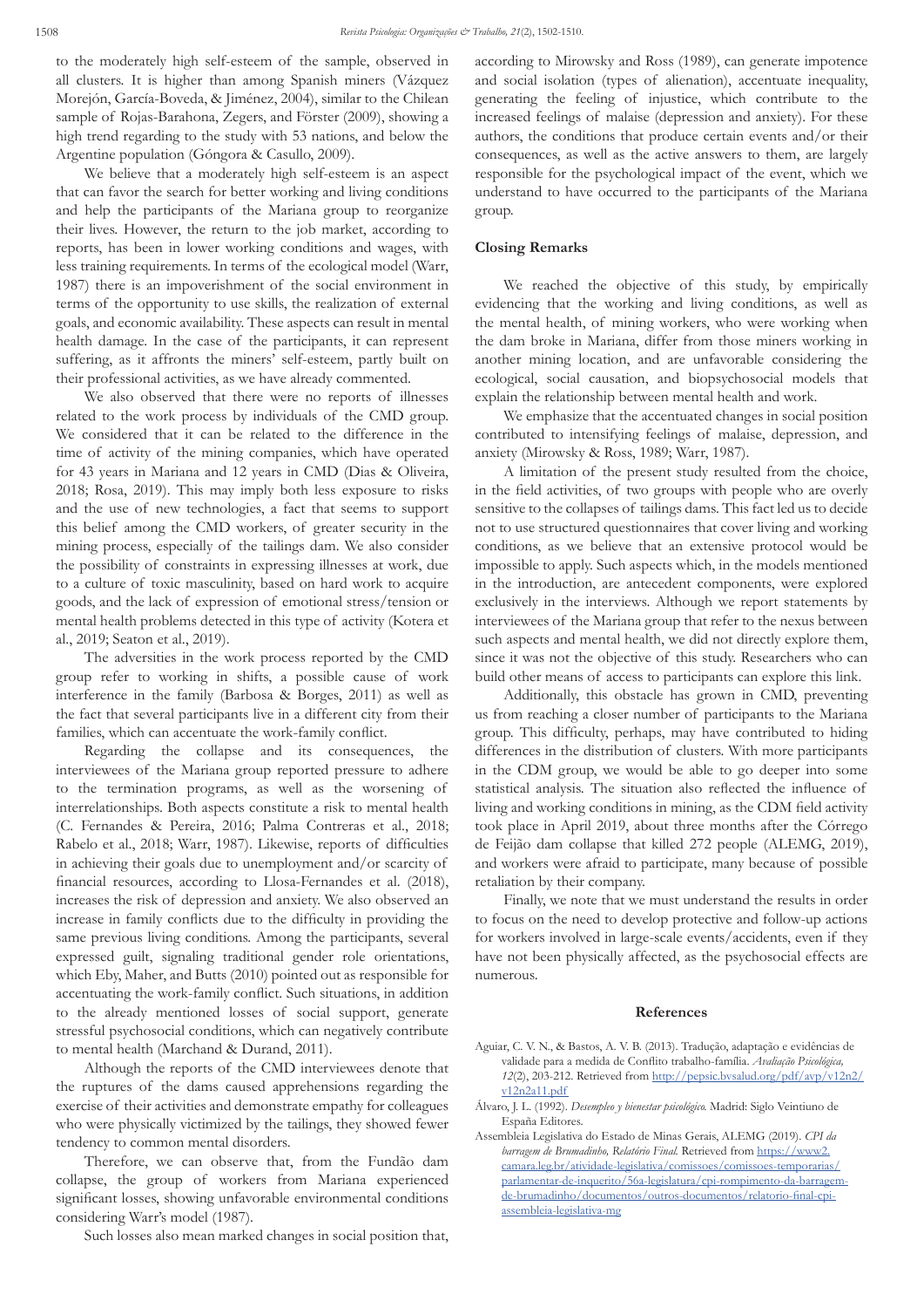to the moderately high self-esteem of the sample, observed in all clusters. It is higher than among Spanish miners (Vázquez Morejón, García-Boveda, & Jiménez, 2004), similar to the Chilean sample of Rojas-Barahona, Zegers, and Förster (2009), showing a high trend regarding to the study with 53 nations, and below the Argentine population (Góngora & Casullo, 2009).

We believe that a moderately high self-esteem is an aspect that can favor the search for better working and living conditions and help the participants of the Mariana group to reorganize their lives. However, the return to the job market, according to reports, has been in lower working conditions and wages, with less training requirements. In terms of the ecological model (Warr, 1987) there is an impoverishment of the social environment in terms of the opportunity to use skills, the realization of external goals, and economic availability. These aspects can result in mental health damage. In the case of the participants, it can represent suffering, as it affronts the miners' self-esteem, partly built on their professional activities, as we have already commented.

We also observed that there were no reports of illnesses related to the work process by individuals of the CMD group. We considered that it can be related to the difference in the time of activity of the mining companies, which have operated for 43 years in Mariana and 12 years in CMD (Dias & Oliveira, 2018; Rosa, 2019). This may imply both less exposure to risks and the use of new technologies, a fact that seems to support this belief among the CMD workers, of greater security in the mining process, especially of the tailings dam. We also consider the possibility of constraints in expressing illnesses at work, due to a culture of toxic masculinity, based on hard work to acquire goods, and the lack of expression of emotional stress/tension or mental health problems detected in this type of activity (Kotera et al., 2019; Seaton et al., 2019).

The adversities in the work process reported by the CMD group refer to working in shifts, a possible cause of work interference in the family (Barbosa & Borges, 2011) as well as the fact that several participants live in a different city from their families, which can accentuate the work-family conflict.

Regarding the collapse and its consequences, the interviewees of the Mariana group reported pressure to adhere to the termination programs, as well as the worsening of interrelationships. Both aspects constitute a risk to mental health (C. Fernandes & Pereira, 2016; Palma Contreras et al., 2018; Rabelo et al., 2018; Warr, 1987). Likewise, reports of difficulties in achieving their goals due to unemployment and/or scarcity of financial resources, according to Llosa-Fernandes et al. (2018), increases the risk of depression and anxiety. We also observed an increase in family conflicts due to the difficulty in providing the same previous living conditions. Among the participants, several expressed guilt, signaling traditional gender role orientations, which Eby, Maher, and Butts (2010) pointed out as responsible for accentuating the work-family conflict. Such situations, in addition to the already mentioned losses of social support, generate stressful psychosocial conditions, which can negatively contribute to mental health (Marchand & Durand, 2011).

Although the reports of the CMD interviewees denote that the ruptures of the dams caused apprehensions regarding the exercise of their activities and demonstrate empathy for colleagues who were physically victimized by the tailings, they showed fewer tendency to common mental disorders.

Therefore, we can observe that, from the Fundão dam collapse, the group of workers from Mariana experienced significant losses, showing unfavorable environmental conditions considering Warr's model (1987).

Such losses also mean marked changes in social position that, according to Mirowsky and Ross (1989), can generate impotence and social isolation (types of alienation), accentuate inequality, generating the feeling of injustice, which contribute to the increased feelings of malaise (depression and anxiety). For these authors, the conditions that produce certain events and/or their consequences, as well as the active answers to them, are largely responsible for the psychological impact of the event, which we understand to have occurred to the participants of the Mariana group.

## Closing Remarks

We reached the objective of this study, by empirically evidencing that the working and living conditions, as well as the mental health, of mining workers, who were working when the dam broke in Mariana, differ from those miners working in another mining location, and are unfavorable considering the ecological, social causation, and biopsychosocial models that explain the relationship between mental health and work.

We emphasize that the accentuated changes in social position contributed to intensifying feelings of malaise, depression, and anxiety (Mirowsky & Ross, 1989; Warr, 1987).

A limitation of the present study resulted from the choice, in the field activities, of two groups with people who are overly sensitive to the collapses of tailings dams. This fact led us to decide not to use structured questionnaires that cover living and working conditions, as we believe that an extensive protocol would be impossible to apply. Such aspects which, in the models mentioned in the introduction, are antecedent components, were explored exclusively in the interviews. Although we report statements by interviewees of the Mariana group that refer to the nexus between such aspects and mental health, we did not directly explore them, since it was not the objective of this study. Researchers who can build other means of access to participants can explore this link.

Additionally, this obstacle has grown in CMD, preventing us from reaching a closer number of participants to the Mariana group. This difficulty, perhaps, may have contributed to hiding differences in the distribution of clusters. With more participants in the CDM group, we would be able to go deeper into some statistical analysis. The situation also reflected the influence of living and working conditions in mining, as the CDM field activity took place in April 2019, about three months after the Córrego de Feijão dam collapse that killed 272 people (ALEMG, 2019), and workers were afraid to participate, many because of possible retaliation by their company.

Finally, we note that we must understand the results in order to focus on the need to develop protective and follow-up actions for workers involved in large-scale events/accidents, even if they have not been physically affected, as the psychosocial effects are numerous.

## References

Aguiar, C. V. N., & Bastos, A. V. B. (2013). Tradução, adaptação e evidências de validade para a medida de Conflito trabalho-família. *Avaliação Psicológica, 12*(2), 203-212. Retrieved from http://pepsic.bvsalud.org/pdf/avp/v12n2/v12n2a11.pdf

Álvaro, J. L. (1992). *Desempleo y bienestar psicológico.* Madrid: Siglo Veintiuno de España Editores.

Assembleia Legislativa do Estado de Minas Gerais, ALEMG (2019). *CPI da barragem de Brumadinho, Relatório Final.* Retrieved from https://www2.camara.leg.br/atividade-legislativa/comissoes/comissoes-temporarias/parlamentar-de-inquerito/56a-legislatura/cpi-rompimento-da-barragem-de-brumadinho/documentos/outros-documentos/relatorio-final-cpi-assembleia-legislativa-mg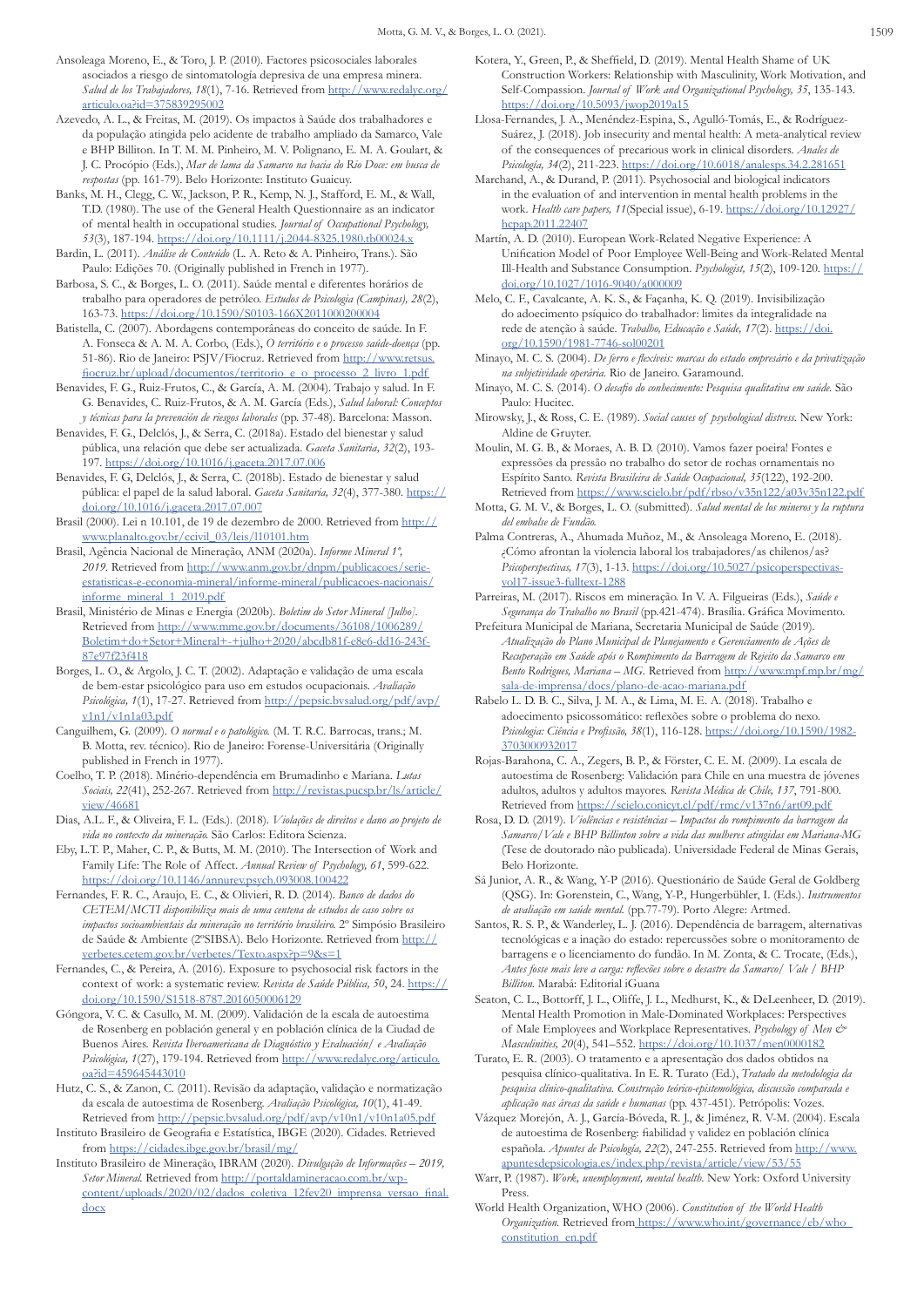Ansoleaga Moreno, E., & Toro, J. P. (2010). Factores psicosociales laborales asociados a riesgo de sintomatología depresiva de una empresa minera. *Salud de los Trabajadores, 18*(1), 7-16. Retrieved from http://www.redalyc.org/articulo.oa?id=375839295002

Azevedo, A. L., & Freitas, M. (2019). Os impactos à Saúde dos trabalhadores e da população atingida pelo acidente de trabalho ampliado da Samarco, Vale e BHP Billiton. In T. M. M. Pinheiro, M. V. Polignano, E. M. A. Goulart, & J. C. Procópio (Eds.), *Mar de lama da Samarco na bacia do Rio Doce: em busca de respostas* (pp. 161-79). Belo Horizonte: Instituto Guaicuy.

Banks, M. H., Clegg, C. W., Jackson, P. R., Kemp, N. J., Stafford, E. M., & Wall, T.D. (1980). The use of the General Health Questionnaire as an indicator of mental health in occupational studies. *Journal of Occupational Psychology, 53*(3), 187-194. https://doi.org/10.1111/j.2044-8325.1980.tb00024.x

Bardin, L. (2011). *Análise de Conteúdo* (L. A. Reto & A. Pinheiro, Trans.). São Paulo: Edições 70. (Originally published in French in 1977).

Barbosa, S. C., & Borges, L. O. (2011). Saúde mental e diferentes horários de trabalho para operadores de petróleo. *Estudos de Psicologia (Campinas), 28*(2), 163-73. https://doi.org/10.1590/S0103-166X2011000200004

Batistella, C. (2007). Abordagens contemporâneas do conceito de saúde. In F. A. Fonseca & A. M. A. Corbo, (Eds.), *O território e o processo saúde-doença* (pp. 51-86). Rio de Janeiro: PSJV/Fiocruz. Retrieved from http://www.retsus.fiocruz.br/upload/documentos/territorio_e_o_processo_2_livro_1.pdf

Benavides, F. G., Ruiz-Frutos, C., & García, A. M. (2004). Trabajo y salud. In F. G. Benavides, C. Ruiz-Frutos, & A. M. García (Eds.), *Salud laboral: Conceptos y técnicas para la prevención de riesgos laborales* (pp. 37-48). Barcelona: Masson.

Benavides, F. G., Delclós, J., & Serra, C. (2018a). Estado del bienestar y salud pública, una relación que debe ser actualizada. *Gaceta Sanitaria, 32*(2), 193-197. https://doi.org/10.1016/j.gaceta.2017.07.006

Benavides, F. G, Delclós, J., & Serra, C. (2018b). Estado de bienestar y salud pública: el papel de la salud laboral. *Gaceta Sanitaria, 32*(4), 377-380. https://doi.org/10.1016/j.gaceta.2017.07.007

Brasil (2000). Lei n 10.101, de 19 de dezembro de 2000. Retrieved from http://www.planalto.gov.br/ccivil_03/leis/l10101.htm

Brasil, Agência Nacional de Mineração, ANM (2020a). *Informe Mineral 1º, 2019*. Retrieved from http://www.anm.gov.br/dnpm/publicacoes/serie-estatisticas-e-economia-mineral/informe-mineral/publicacoes-nacionais/informe_mineral_1_2019.pdf

Brasil, Ministério de Minas e Energia (2020b). *Boletim do Setor Mineral [Julho]*. Retrieved from http://www.mme.gov.br/documents/36108/1006289/Boletim+do+Setor+Mineral+-+julho+2020/abcdb81f-e8e6-dd16-243f-87e97f23f418

Borges, L. O., & Argolo, J. C. T. (2002). Adaptação e validação de uma escala de bem-estar psicológico para uso em estudos ocupacionais. *Avaliação Psicológica, 1*(1), 17-27. Retrieved from http://pepsic.bvsalud.org/pdf/avp/v1n1/v1n1a03.pdf

Canguilhem, G. (2009). *O normal e o patológico.* (M. T. R.C. Barrocas, trans.; M. B. Motta, rev. técnico). Rio de Janeiro: Forense-Universitária (Originally published in French in 1977).

Coelho, T. P. (2018). Minério-dependência em Brumadinho e Mariana. *Lutas Sociais, 22*(41), 252-267. Retrieved from http://revistas.pucsp.br/ls/article/view/46681

Dias, A.L. F., & Oliveira, F. L. (Eds.). (2018). *Violações de direitos e dano ao projeto de vida no contexto da mineração.* São Carlos: Editora Scienza.

Eby, L.T. P., Maher, C. P., & Butts, M. M. (2010). The Intersection of Work and Family Life: The Role of Affect. *Annual Review of Psychology, 61*, 599-622. https://doi.org/10.1146/annurev.psych.093008.100422

Fernandes, F. R. C., Araujo, E. C., & Olivieri, R. D. (2014). *Banco de dados do CETEM/MCTI disponibiliza mais de uma centena de estudos de caso sobre os impactos socioambientais da mineração no território brasileiro.* 2º Simpósio Brasileiro de Saúde & Ambiente (2ºSIBSA). Belo Horizonte. Retrieved from http://verbetes.cetem.gov.br/verbetes/Texto.aspx?p=9&s=1

Fernandes, C., & Pereira, A. (2016). Exposure to psychosocial risk factors in the context of work: a systematic review. *Revista de Saúde Pública, 50*, 24. https://doi.org/10.1590/S1518-8787.2016050006129

Góngora, V. C. & Casullo, M. M. (2009). Validación de la escala de autoestima de Rosenberg en población general y en población clínica de la Ciudad de Buenos Aires. *Revista Iberoamericana de Diagnóstico y Evaluación/ e Avaliação Psicológica, 1*(27), 179-194. Retrieved from http://www.redalyc.org/articulo.oa?id=459645443010

Hutz, C. S., & Zanon, C. (2011). Revisão da adaptação, validação e normatização da escala de autoestima de Rosenberg. *Avaliação Psicológica, 10*(1), 41-49. Retrieved from http://pepsic.bvsalud.org/pdf/avp/v10n1/v10n1a05.pdf

Instituto Brasileiro de Geografia e Estatística, IBGE (2020). Cidades. Retrieved from https://cidades.ibge.gov.br/brasil/mg/

Instituto Brasileiro de Mineração, IBRAM (2020). *Divulgação de Informações – 2019, Setor Mineral.* Retrieved from http://portaldamineracao.com.br/wp-content/uploads/2020/02/dados_coletiva_12fev20_imprensa_versao_final.docx

Kotera, Y., Green, P., & Sheffield, D. (2019). Mental Health Shame of UK Construction Workers: Relationship with Masculinity, Work Motivation, and Self-Compassion. *Journal of Work and Organizational Psychology, 35*, 135-143. https://doi.org/10.5093/jwop2019a15

Llosa-Fernandes, J. A., Menéndez-Espina, S., Agulló-Tomás, E., & Rodríguez-Suárez, J. (2018). Job insecurity and mental health: A meta-analytical review of the consequences of precarious work in clinical disorders. *Anales de Psicología, 34*(2), 211-223. https://doi.org/10.6018/analesps.34.2.281651

Marchand, A., & Durand, P. (2011). Psychosocial and biological indicators in the evaluation of and intervention in mental health problems in the work. *Health care papers, 11*(Special issue), 6-19. https://doi.org/10.12927/hcpap.2011.22407

Martín, A. D. (2010). European Work-Related Negative Experience: A Unification Model of Poor Employee Well-Being and Work-Related Mental Ill-Health and Substance Consumption. *Psychologist, 15*(2), 109-120. https://doi.org/10.1027/1016-9040/a000009

Melo, C. F., Cavalcante, A. K. S., & Façanha, K. Q. (2019). Invisibilização do adoecimento psíquico do trabalhador: limites da integralidade na rede de atenção à saúde. *Trabalho, Educação e Saúde, 17*(2). https://doi.org/10.1590/1981-7746-sol00201

Minayo, M. C. S. (2004). *De ferro e flexíveis: marcas do estado empresário e da privatização na subjetividade operária.* Rio de Janeiro. Garamound.

Minayo, M. C. S. (2014). *O desafio do conhecimento: Pesquisa qualitativa em saúde.* São Paulo: Hucitec.

Mirowsky, J., & Ross, C. E. (1989). *Social causes of psychological distress.* New York: Aldine de Gruyter.

Moulin, M. G. B., & Moraes, A. B. D. (2010). Vamos fazer poeira! Fontes e expressões da pressão no trabalho do setor de rochas ornamentais no Espírito Santo. *Revista Brasileira de Saúde Ocupacional, 35*(122), 192-200. Retrieved from https://www.scielo.br/pdf/rbso/v35n122/a03v35n122.pdf

Motta, G. M. V., & Borges, L. O. (submitted). *Salud mental de los mineros y la ruptura del embalse de Fundão.*

Palma Contreras, A., Ahumada Muñoz, M., & Ansoleaga Moreno, E. (2018). ¿Cómo afrontan la violencia laboral los trabajadores/as chilenos/as? *Psicoperspectivas, 17*(3), 1-13. https://doi.org/10.5027/psicoperspectivas-vol17-issue3-fulltext-1288

Parreiras, M. (2017). Riscos em mineração. In V. A. Filgueiras (Eds.), *Saúde e Segurança do Trabalho no Brasil* (pp.421-474). Brasília. Gráfica Movimento.

Prefeitura Municipal de Mariana, Secretaria Municipal de Saúde (2019). *Atualização do Plano Municipal de Planejamento e Gerenciamento de Ações de Recuperação em Saúde após o Rompimento da Barragem de Rejeito da Samarco em Bento Rodrigues, Mariana – MG.* Retrieved from http://www.mpf.mp.br/mg/sala-de-imprensa/docs/plano-de-acao-mariana.pdf

Rabelo L. D. B. C., Silva, J. M. A., & Lima, M. E. A. (2018). Trabalho e adoecimento psicossomático: reflexões sobre o problema do nexo. *Psicologia: Ciência e Profissão, 38*(1), 116-128. https://doi.org/10.1590/1982-3703000932017

Rojas-Barahona, C. A., Zegers, B. P., & Förster, C. E. M. (2009). La escala de autoestima de Rosenberg: Validación para Chile en una muestra de jóvenes adultos, adultos y adultos mayores. *Revista Médica de Chile, 137*, 791-800. Retrieved from https://scielo.conicyt.cl/pdf/rmc/v137n6/art09.pdf

Rosa, D. D. (2019). *Violências e resistências – Impactos do rompimento da barragem da Samarco/Vale e BHP Billinton sobre a vida das mulheres atingidas em Mariana-MG* (Tese de doutorado não publicada). Universidade Federal de Minas Gerais, Belo Horizonte.

Sá Junior, A. R., & Wang, Y-P (2016). Questionário de Saúde Geral de Goldberg (QSG). In: Gorenstein, C., Wang, Y-P., Hungerbühler, I. (Eds.). *Instrumentos de avaliação em saúde mental.* (pp.77-79). Porto Alegre: Artmed.

Santos, R. S. P., & Wanderley, L. J. (2016). Dependência de barragem, alternativas tecnológicas e a inação do estado: repercussões sobre o monitoramento de barragens e o licenciamento do fundão. In M. Zonta, & C. Trocate, (Eds.), *Antes fosse mais leve a carga: reflexões sobre o desastre da Samarco/ Vale / BHP Billiton.* Marabá: Editorial iGuana

Seaton, C. L., Bottorff, J. L., Oliffe, J. L., Medhurst, K., & DeLeenheer, D. (2019). Mental Health Promotion in Male-Dominated Workplaces: Perspectives of Male Employees and Workplace Representatives. *Psychology of Men & Masculinities, 20*(4), 541–552. https://doi.org/10.1037/men0000182

Turato, E. R. (2003). O tratamento e a apresentação dos dados obtidos na pesquisa clínico-qualitativa. In E. R. Turato (Ed.), *Tratado da metodologia da pesquisa clínico-qualitativa. Construção teórico-epistemológica, discussão comparada e aplicação nas áreas da saúde e humanas* (pp. 437-451). Petrópolis: Vozes.

Vázquez Morejón, A. J., García-Bóveda, R. J., & Jiménez, R. V-M. (2004). Escala de autoestima de Rosenberg: fiabilidad y validez en población clínica española. *Apuntes de Psicología, 22*(2), 247-255. Retrieved from http://www.apuntesdepsicologia.es/index.php/revista/article/view/53/55

Warr, P. (1987). *Work, unemployment, mental health.* New York: Oxford University Press.

World Health Organization, WHO (2006). *Constitution of the World Health Organization.* Retrieved from https://www.who.int/governance/eb/who_constitution_en.pdf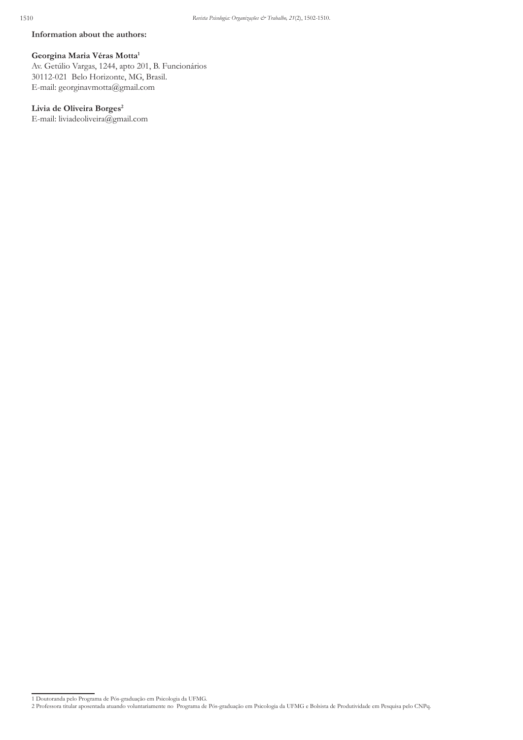**Information about the authors:**

**Georgina Maria Véras Motta**[1]
Av. Getúlio Vargas, 1244, apto 201, B. Funcionários
30112-021 Belo Horizonte, MG, Brasil.
E-mail: georginavmotta@gmail.com

**Livia de Oliveira Borges**[2]
E-mail: liviadeoliveira@gmail.com

1 Doutoranda pelo Programa de Pós-graduação em Psicologia da UFMG.
2 Professora titular aposentada atuando voluntariamente no Programa de Pós-graduação em Psicologia da UFMG e Bolsista de Produtividade em Pesquisa pelo CNPq.